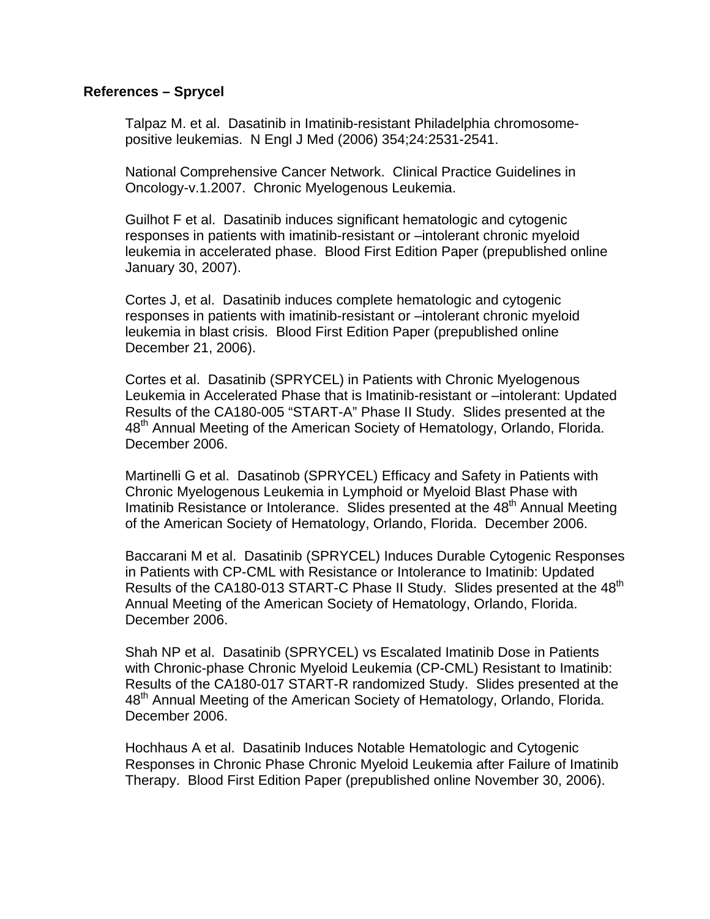**References – Sprycel**

Talpaz M. et al. Dasatinib in Imatinib-resistant Philadelphia chromosome-positive leukemias. N Engl J Med (2006) 354;24:2531-2541.

National Comprehensive Cancer Network. Clinical Practice Guidelines in Oncology-v.1.2007. Chronic Myelogenous Leukemia.

Guilhot F et al. Dasatinib induces significant hematologic and cytogenic responses in patients with imatinib-resistant or –intolerant chronic myeloid leukemia in accelerated phase. Blood First Edition Paper (prepublished online January 30, 2007).

Cortes J, et al. Dasatinib induces complete hematologic and cytogenic responses in patients with imatinib-resistant or –intolerant chronic myeloid leukemia in blast crisis. Blood First Edition Paper (prepublished online December 21, 2006).

Cortes et al. Dasatinib (SPRYCEL) in Patients with Chronic Myelogenous Leukemia in Accelerated Phase that is Imatinib-resistant or –intolerant: Updated Results of the CA180-005 "START-A" Phase II Study. Slides presented at the 48th Annual Meeting of the American Society of Hematology, Orlando, Florida. December 2006.

Martinelli G et al. Dasatinob (SPRYCEL) Efficacy and Safety in Patients with Chronic Myelogenous Leukemia in Lymphoid or Myeloid Blast Phase with Imatinib Resistance or Intolerance. Slides presented at the 48th Annual Meeting of the American Society of Hematology, Orlando, Florida. December 2006.

Baccarani M et al. Dasatinib (SPRYCEL) Induces Durable Cytogenic Responses in Patients with CP-CML with Resistance or Intolerance to Imatinib: Updated Results of the CA180-013 START-C Phase II Study. Slides presented at the 48th Annual Meeting of the American Society of Hematology, Orlando, Florida. December 2006.

Shah NP et al. Dasatinib (SPRYCEL) vs Escalated Imatinib Dose in Patients with Chronic-phase Chronic Myeloid Leukemia (CP-CML) Resistant to Imatinib: Results of the CA180-017 START-R randomized Study. Slides presented at the 48th Annual Meeting of the American Society of Hematology, Orlando, Florida. December 2006.

Hochhaus A et al. Dasatinib Induces Notable Hematologic and Cytogenic Responses in Chronic Phase Chronic Myeloid Leukemia after Failure of Imatinib Therapy. Blood First Edition Paper (prepublished online November 30, 2006).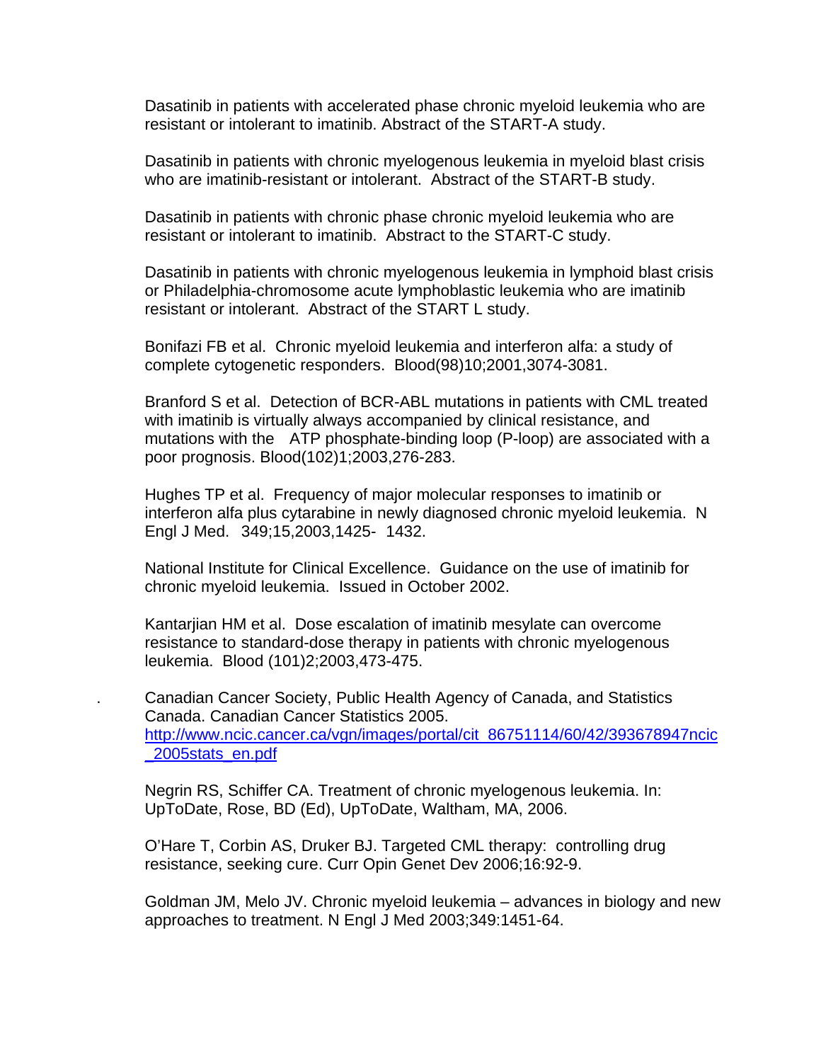Dasatinib in patients with accelerated phase chronic myeloid leukemia who are resistant or intolerant to imatinib. Abstract of the START-A study.

Dasatinib in patients with chronic myelogenous leukemia in myeloid blast crisis who are imatinib-resistant or intolerant. Abstract of the START-B study.

Dasatinib in patients with chronic phase chronic myeloid leukemia who are resistant or intolerant to imatinib. Abstract to the START-C study.

Dasatinib in patients with chronic myelogenous leukemia in lymphoid blast crisis or Philadelphia-chromosome acute lymphoblastic leukemia who are imatinib resistant or intolerant. Abstract of the START L study.

Bonifazi FB et al. Chronic myeloid leukemia and interferon alfa: a study of complete cytogenetic responders. Blood(98)10;2001,3074-3081.

Branford S et al. Detection of BCR-ABL mutations in patients with CML treated with imatinib is virtually always accompanied by clinical resistance, and mutations with the ATP phosphate-binding loop (P-loop) are associated with a poor prognosis. Blood(102)1;2003,276-283.

Hughes TP et al. Frequency of major molecular responses to imatinib or interferon alfa plus cytarabine in newly diagnosed chronic myeloid leukemia. N Engl J Med. 349;15,2003,1425- 1432.

National Institute for Clinical Excellence. Guidance on the use of imatinib for chronic myeloid leukemia. Issued in October 2002.

Kantarjian HM et al. Dose escalation of imatinib mesylate can overcome resistance to standard-dose therapy in patients with chronic myelogenous leukemia. Blood (101)2;2003,473-475.

. Canadian Cancer Society, Public Health Agency of Canada, and Statistics Canada. Canadian Cancer Statistics 2005. http://www.ncic.cancer.ca/vgn/images/portal/cit_86751114/60/42/393678947ncic_2005stats_en.pdf

Negrin RS, Schiffer CA. Treatment of chronic myelogenous leukemia. In: UpToDate, Rose, BD (Ed), UpToDate, Waltham, MA, 2006.

O'Hare T, Corbin AS, Druker BJ. Targeted CML therapy: controlling drug resistance, seeking cure. Curr Opin Genet Dev 2006;16:92-9.

Goldman JM, Melo JV. Chronic myeloid leukemia – advances in biology and new approaches to treatment. N Engl J Med 2003;349:1451-64.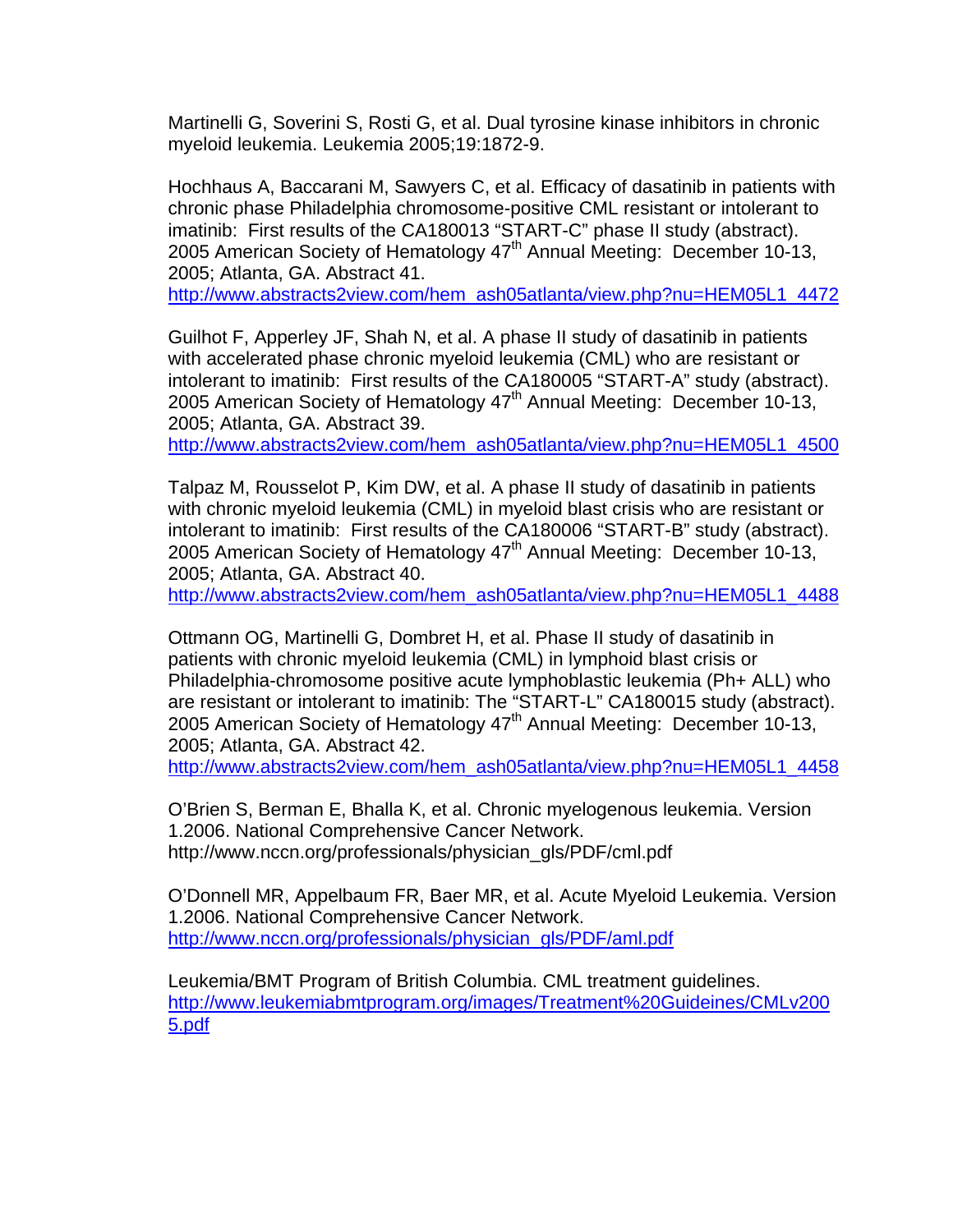Martinelli G, Soverini S, Rosti G, et al. Dual tyrosine kinase inhibitors in chronic myeloid leukemia. Leukemia 2005;19:1872-9.

Hochhaus A, Baccarani M, Sawyers C, et al. Efficacy of dasatinib in patients with chronic phase Philadelphia chromosome-positive CML resistant or intolerant to imatinib: First results of the CA180013 "START-C" phase II study (abstract). 2005 American Society of Hematology 47th Annual Meeting: December 10-13, 2005; Atlanta, GA. Abstract 41.
http://www.abstracts2view.com/hem_ash05atlanta/view.php?nu=HEM05L1_4472

Guilhot F, Apperley JF, Shah N, et al. A phase II study of dasatinib in patients with accelerated phase chronic myeloid leukemia (CML) who are resistant or intolerant to imatinib: First results of the CA180005 "START-A" study (abstract). 2005 American Society of Hematology 47th Annual Meeting: December 10-13, 2005; Atlanta, GA. Abstract 39.
http://www.abstracts2view.com/hem_ash05atlanta/view.php?nu=HEM05L1_4500

Talpaz M, Rousselot P, Kim DW, et al. A phase II study of dasatinib in patients with chronic myeloid leukemia (CML) in myeloid blast crisis who are resistant or intolerant to imatinib: First results of the CA180006 "START-B" study (abstract). 2005 American Society of Hematology 47th Annual Meeting: December 10-13, 2005; Atlanta, GA. Abstract 40.
http://www.abstracts2view.com/hem_ash05atlanta/view.php?nu=HEM05L1_4488

Ottmann OG, Martinelli G, Dombret H, et al. Phase II study of dasatinib in patients with chronic myeloid leukemia (CML) in lymphoid blast crisis or Philadelphia-chromosome positive acute lymphoblastic leukemia (Ph+ ALL) who are resistant or intolerant to imatinib: The "START-L" CA180015 study (abstract). 2005 American Society of Hematology 47th Annual Meeting: December 10-13, 2005; Atlanta, GA. Abstract 42.
http://www.abstracts2view.com/hem_ash05atlanta/view.php?nu=HEM05L1_4458

O'Brien S, Berman E, Bhalla K, et al. Chronic myelogenous leukemia. Version 1.2006. National Comprehensive Cancer Network.
http://www.nccn.org/professionals/physician_gls/PDF/cml.pdf

O'Donnell MR, Appelbaum FR, Baer MR, et al. Acute Myeloid Leukemia. Version 1.2006. National Comprehensive Cancer Network.
http://www.nccn.org/professionals/physician_gls/PDF/aml.pdf

Leukemia/BMT Program of British Columbia. CML treatment guidelines.
http://www.leukemiabmtprogram.org/images/Treatment%20Guideines/CMLv2005.pdf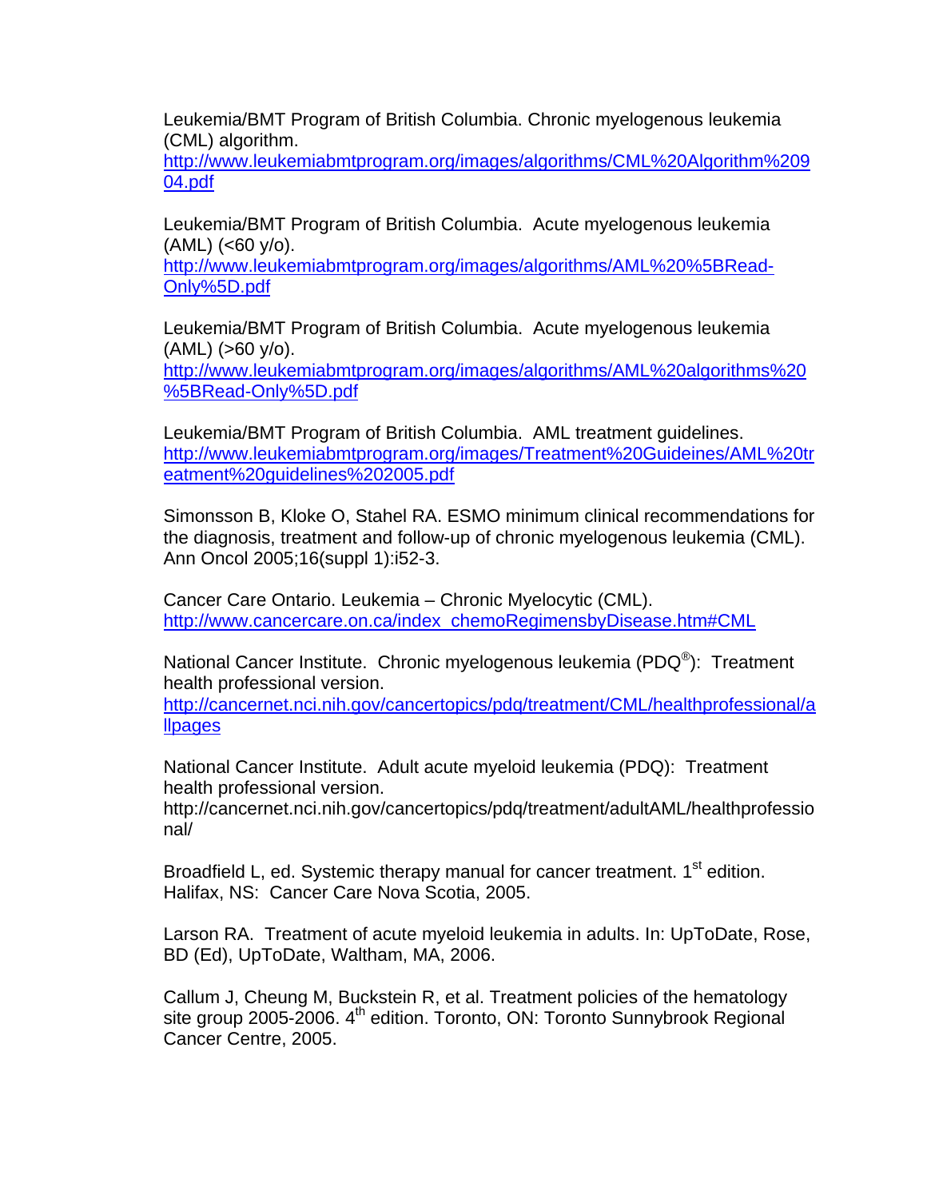Leukemia/BMT Program of British Columbia. Chronic myelogenous leukemia (CML) algorithm.
http://www.leukemiabmtprogram.org/images/algorithms/CML%20Algorithm%2090 4.pdf

Leukemia/BMT Program of British Columbia. Acute myelogenous leukemia (AML) (<60 y/o).
http://www.leukemiabmtprogram.org/images/algorithms/AML%20%5BRead-Only%5D.pdf

Leukemia/BMT Program of British Columbia. Acute myelogenous leukemia (AML) (>60 y/o).
http://www.leukemiabmtprogram.org/images/algorithms/AML%20algorithms%20 %5BRead-Only%5D.pdf

Leukemia/BMT Program of British Columbia. AML treatment guidelines.
http://www.leukemiabmtprogram.org/images/Treatment%20Guideines/AML%20treatment%20guidelines%202005.pdf

Simonsson B, Kloke O, Stahel RA. ESMO minimum clinical recommendations for the diagnosis, treatment and follow-up of chronic myelogenous leukemia (CML). Ann Oncol 2005;16(suppl 1):i52-3.

Cancer Care Ontario. Leukemia – Chronic Myelocytic (CML).
http://www.cancercare.on.ca/index_chemoRegimensbyDisease.htm#CML

National Cancer Institute. Chronic myelogenous leukemia (PDQ®): Treatment health professional version.
http://cancernet.nci.nih.gov/cancertopics/pdq/treatment/CML/healthprofessional/allpages

National Cancer Institute. Adult acute myeloid leukemia (PDQ): Treatment health professional version.
http://cancernet.nci.nih.gov/cancertopics/pdq/treatment/adultAML/healthprofessional/

Broadfield L, ed. Systemic therapy manual for cancer treatment. 1st edition. Halifax, NS: Cancer Care Nova Scotia, 2005.

Larson RA. Treatment of acute myeloid leukemia in adults. In: UpToDate, Rose, BD (Ed), UpToDate, Waltham, MA, 2006.

Callum J, Cheung M, Buckstein R, et al. Treatment policies of the hematology site group 2005-2006. 4th edition. Toronto, ON: Toronto Sunnybrook Regional Cancer Centre, 2005.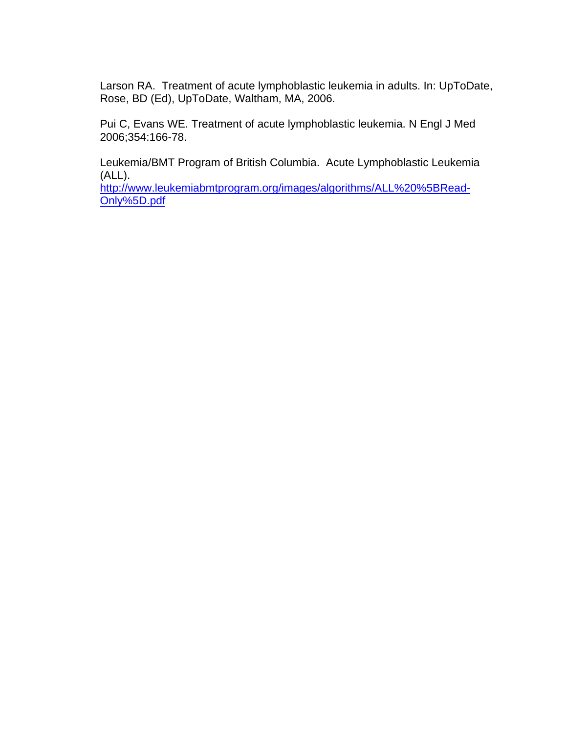Larson RA. Treatment of acute lymphoblastic leukemia in adults. In: UpToDate, Rose, BD (Ed), UpToDate, Waltham, MA, 2006.

Pui C, Evans WE. Treatment of acute lymphoblastic leukemia. N Engl J Med 2006;354:166-78.

Leukemia/BMT Program of British Columbia. Acute Lymphoblastic Leukemia (ALL).
[http://www.leukemiabmtprogram.org/images/algorithms/ALL%20%5BRead-Only%5D.pdf](http://www.leukemiabmtprogram.org/images/algorithms/ALL%20%5BRead-Only%5D.pdf)